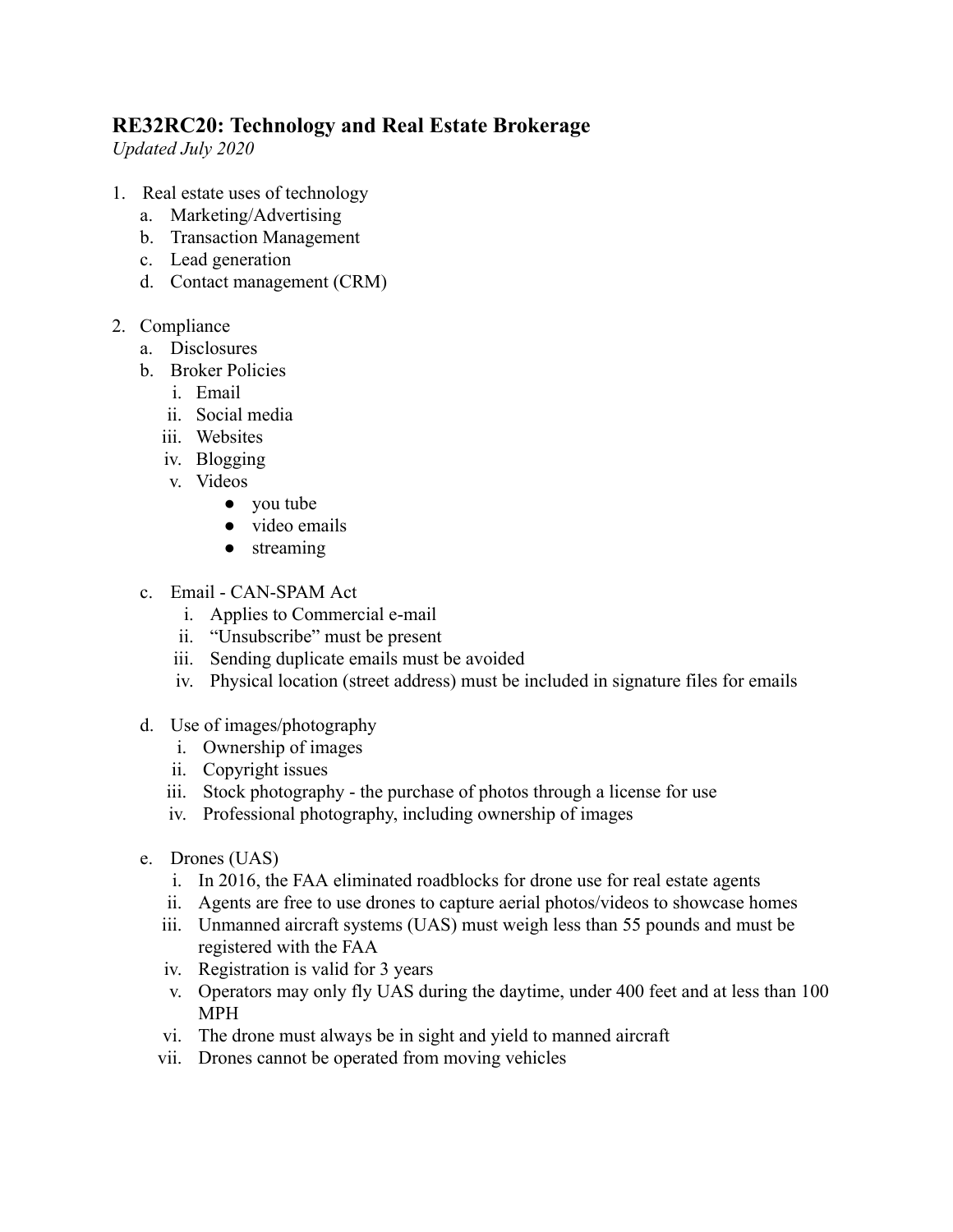# RE32RC20: Technology and Real Estate Brokerage

*Updated July 2020*

1. Real estate uses of technology
   a. Marketing/Advertising
   b. Transaction Management
   c. Lead generation
   d. Contact management (CRM)

2. Compliance
   a. Disclosures
   b. Broker Policies
      i. Email
      ii. Social media
      iii. Websites
      iv. Blogging
      v. Videos
         - you tube
         - video emails
         - streaming

   c. Email - CAN-SPAM Act
      i. Applies to Commercial e-mail
      ii. "Unsubscribe" must be present
      iii. Sending duplicate emails must be avoided
      iv. Physical location (street address) must be included in signature files for emails

   d. Use of images/photography
      i. Ownership of images
      ii. Copyright issues
      iii. Stock photography - the purchase of photos through a license for use
      iv. Professional photography, including ownership of images

   e. Drones (UAS)
      i. In 2016, the FAA eliminated roadblocks for drone use for real estate agents
      ii. Agents are free to use drones to capture aerial photos/videos to showcase homes
      iii. Unmanned aircraft systems (UAS) must weigh less than 55 pounds and must be registered with the FAA
      iv. Registration is valid for 3 years
      v. Operators may only fly UAS during the daytime, under 400 feet and at less than 100 MPH
      vi. The drone must always be in sight and yield to manned aircraft
      vii. Drones cannot be operated from moving vehicles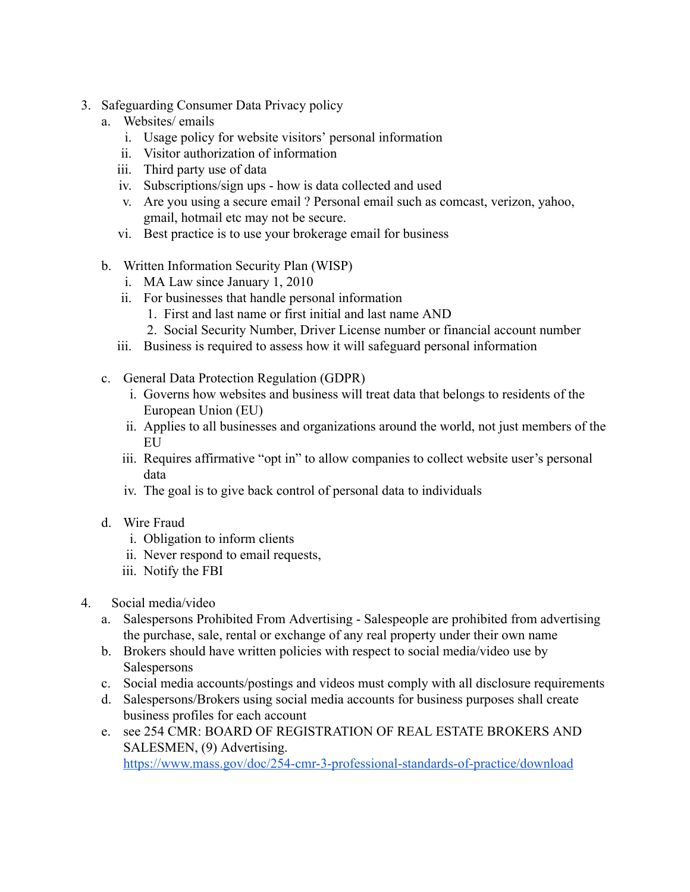3. Safeguarding Consumer Data Privacy policy
    a. Websites/ emails
        i. Usage policy for website visitors' personal information
        ii. Visitor authorization of information
        iii. Third party use of data
        iv. Subscriptions/sign ups - how is data collected and used
        v. Are you using a secure email ? Personal email such as comcast, verizon, yahoo, gmail, hotmail etc may not be secure.
        vi. Best practice is to use your brokerage email for business

    b. Written Information Security Plan (WISP)
        i. MA Law since January 1, 2010
        ii. For businesses that handle personal information
            1. First and last name or first initial and last name AND
            2. Social Security Number, Driver License number or financial account number
        iii. Business is required to assess how it will safeguard personal information

    c. General Data Protection Regulation (GDPR)
        i. Governs how websites and business will treat data that belongs to residents of the European Union (EU)
        ii. Applies to all businesses and organizations around the world, not just members of the EU
        iii. Requires affirmative "opt in" to allow companies to collect website user's personal data
        iv. The goal is to give back control of personal data to individuals

    d. Wire Fraud
        i. Obligation to inform clients
        ii. Never respond to email requests,
        iii. Notify the FBI

4. Social media/video
    a. Salespersons Prohibited From Advertising - Salespeople are prohibited from advertising the purchase, sale, rental or exchange of any real property under their own name
    b. Brokers should have written policies with respect to social media/video use by Salespersons
    c. Social media accounts/postings and videos must comply with all disclosure requirements
    d. Salespersons/Brokers using social media accounts for business purposes shall create business profiles for each account
    e. see 254 CMR: BOARD OF REGISTRATION OF REAL ESTATE BROKERS AND SALESMEN, (9) Advertising. [https://www.mass.gov/doc/254-cmr-3-professional-standards-of-practice/download](https://www.mass.gov/doc/254-cmr-3-professional-standards-of-practice/download)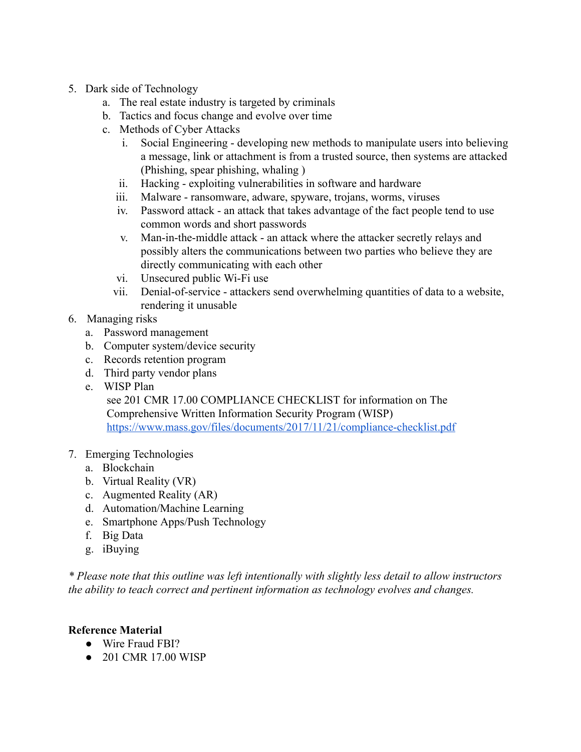5. Dark side of Technology
    a. The real estate industry is targeted by criminals
    b. Tactics and focus change and evolve over time
    c. Methods of Cyber Attacks
        i. Social Engineering - developing new methods to manipulate users into believing a message, link or attachment is from a trusted source, then systems are attacked (Phishing, spear phishing, whaling )
        ii. Hacking - exploiting vulnerabilities in software and hardware
        iii. Malware - ransomware, adware, spyware, trojans, worms, viruses
        iv. Password attack - an attack that takes advantage of the fact people tend to use common words and short passwords
        v. Man-in-the-middle attack - an attack where the attacker secretly relays and possibly alters the communications between two parties who believe they are directly communicating with each other
        vi. Unsecured public Wi-Fi use
        vii. Denial-of-service - attackers send overwhelming quantities of data to a website, rendering it unusable
6. Managing risks
    a. Password management
    b. Computer system/device security
    c. Records retention program
    d. Third party vendor plans
    e. WISP Plan
       see 201 CMR 17.00 COMPLIANCE CHECKLIST for information on The Comprehensive Written Information Security Program (WISP)
       [https://www.mass.gov/files/documents/2017/11/21/compliance-checklist.pdf](https://www.mass.gov/files/documents/2017/11/21/compliance-checklist.pdf)

7. Emerging Technologies
    a. Blockchain
    b. Virtual Reality (VR)
    c. Augmented Reality (AR)
    d. Automation/Machine Learning
    e. Smartphone Apps/Push Technology
    f. Big Data
    g. iBuying

*\* Please note that this outline was left intentionally with slightly less detail to allow instructors the ability to teach correct and pertinent information as technology evolves and changes.*

**Reference Material**

- Wire Fraud FBI?
- 201 CMR 17.00 WISP